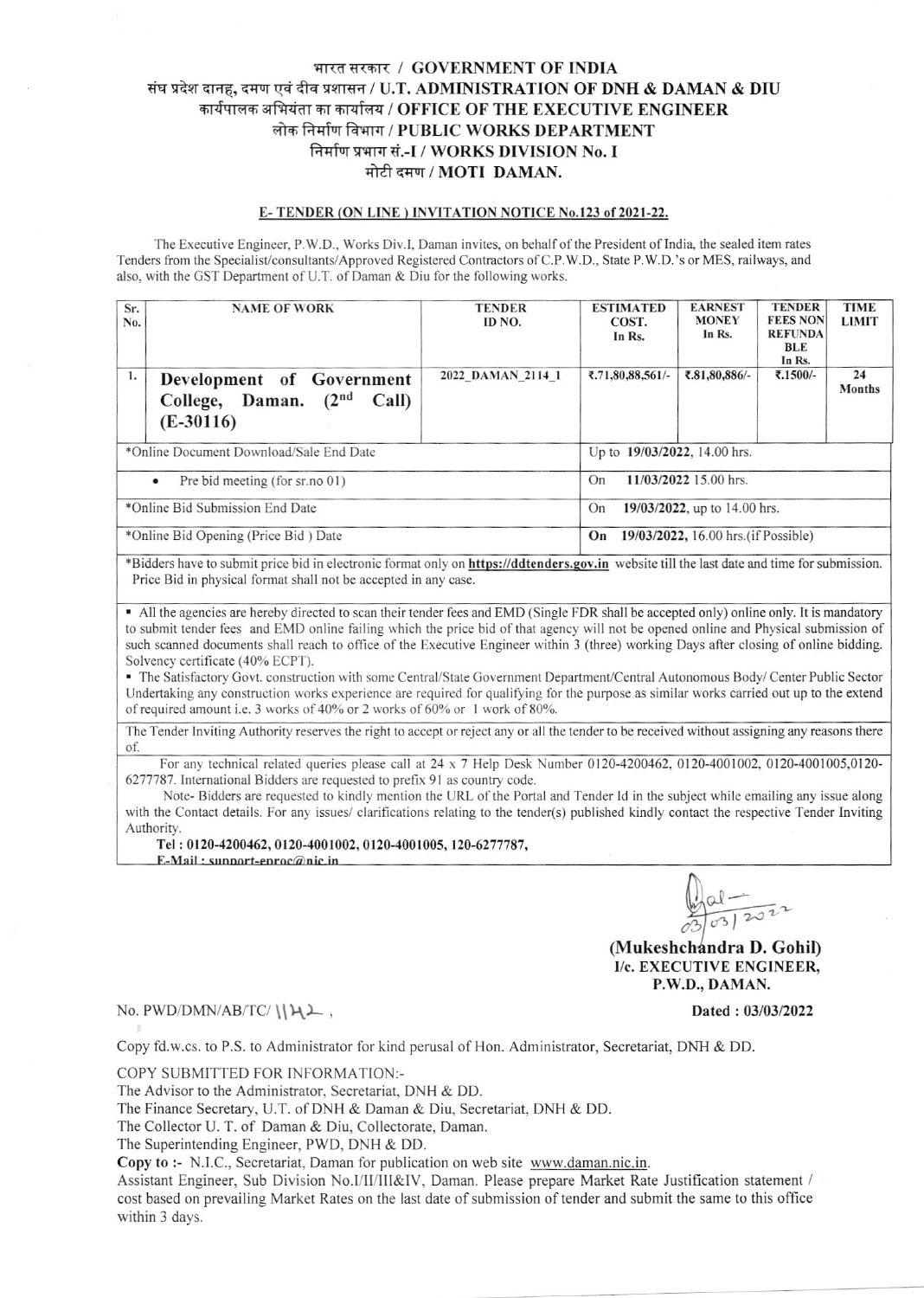# भारत सरकार / GOVERNMENT OF INDIA
## संघ प्रदेश दानह, दमण एवं दीव प्रशासन / U.T. ADMINISTRATION OF DNH & DAMAN & DIU
## कार्यपालक अभियंता का कार्यालय / OFFICE OF THE EXECUTIVE ENGINEER
## लोक निर्माण विभाग / PUBLIC WORKS DEPARTMENT
## निर्माण प्रभाग सं.-I / WORKS DIVISION No. I
## मोटी दमण / MOTI DAMAN.

### E- TENDER (ON LINE ) INVITATION NOTICE No.123 of 2021-22.

The Executive Engineer, P.W.D., Works Div.I, Daman invites, on behalf of the President of India, the sealed item rates Tenders from the Specialist/consultants/Approved Registered Contractors of C.P.W.D., State P.W.D.'s or MES, railways, and also, with the GST Department of U.T. of Daman & Diu for the following works.

| Sr. No. | NAME OF WORK | TENDER ID NO. | ESTIMATED COST. In Rs. | EARNEST MONEY In Rs. | TENDER FEES NON REFUNDABLE In Rs. | TIME LIMIT |
|---|---|---|---|---|---|---|
| 1. | **Development of Government College, Daman. (2nd Call) (E-30116)** | 2022_DAMAN_2114_1 | ₹.71,80,88,561/- | ₹.81,80,886/- | ₹.1500/- | 24 Months |
| *Online Document Download/Sale End Date | | | Up to **19/03/2022**, 14.00 hrs. | | | |
| • Pre bid meeting (for sr.no 01) | | | On **11/03/2022** 15.00 hrs. | | | |
| *Online Bid Submission End Date | | | On **19/03/2022**, up to 14.00 hrs. | | | |
| *Online Bid Opening (Price Bid ) Date | | | **On 19/03/2022**, 16.00 hrs.(if Possible) | | | |

*Bidders have to submit price bid in electronic format only on **https://ddtenders.gov.in** website till the last date and time for submission. Price Bid in physical format shall not be accepted in any case.

- All the agencies are hereby directed to scan their tender fees and EMD (Single FDR shall be accepted only) online only. It is mandatory to submit tender fees and EMD online failing which the price bid of that agency will not be opened online and Physical submission of such scanned documents shall reach to office of the Executive Engineer within 3 (three) working Days after closing of online bidding. Solvency certificate (40% ECPT).
- The Satisfactory Govt. construction with some Central/State Government Department/Central Autonomous Body/ Center Public Sector Undertaking any construction works experience are required for qualifying for the purpose as similar works carried out up to the extend of required amount i.e. 3 works of 40% or 2 works of 60% or 1 work of 80%.

The Tender Inviting Authority reserves the right to accept or reject any or all the tender to be received without assigning any reasons there of.

For any technical related queries please call at 24 x 7 Help Desk Number 0120-4200462, 0120-4001002, 0120-4001005,0120-6277787. International Bidders are requested to prefix 91 as country code.

Note- Bidders are requested to kindly mention the URL of the Portal and Tender Id in the subject while emailing any issue along with the Contact details. For any issues/ clarifications relating to the tender(s) published kindly contact the respective Tender Inviting Authority.

**Tel : 0120-4200462, 0120-4001002, 0120-4001005, 120-6277787,**
**E-Mail : support-eproc@nic.in**

03/03/2022

**(Mukeshchandra D. Gohil)**
**I/c. EXECUTIVE ENGINEER,**
**P.W.D., DAMAN.**

No. PWD/DMN/AB/TC/ 1142 , **Dated : 03/03/2022**

Copy fd.w.cs. to P.S. to Administrator for kind perusal of Hon. Administrator, Secretariat, DNH & DD.

COPY SUBMITTED FOR INFORMATION:-
The Advisor to the Administrator, Secretariat, DNH & DD.
The Finance Secretary, U.T. of DNH & Daman & Diu, Secretariat, DNH & DD.
The Collector U. T. of Daman & Diu, Collectorate, Daman.
The Superintending Engineer, PWD, DNH & DD.
**Copy to :-** N.I.C., Secretariat, Daman for publication on web site www.daman.nic.in.
Assistant Engineer, Sub Division No.I/II/III&IV, Daman. Please prepare Market Rate Justification statement / cost based on prevailing Market Rates on the last date of submission of tender and submit the same to this office within 3 days.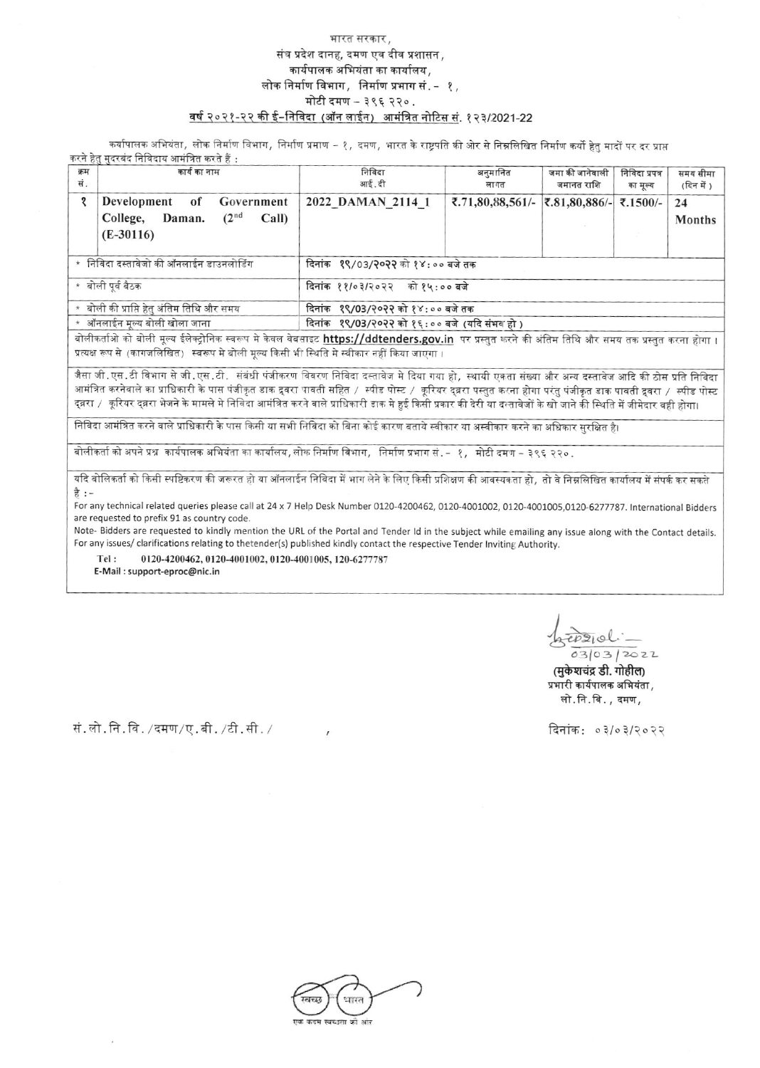भारत सरकार,
संघ प्रदेश दानह, दमण एवं दीव प्रशासन,
कार्यपालक अभियंता का कार्यालय,
लोक निर्माण विभाग, निर्माण प्रभाग सं. - १,
मोटी दमण - ३९६ २२०.

## वर्ष २०२१-२२ की ई-निविदा (ऑन लाईन) आमंत्रित नोटिस सं. १२३/2021-22

कार्यपालक अभियंता, लोक निर्माण विभाग, निर्माण प्रभाग - १, दमण, भारत के राष्ट्रपति की ओर से निम्नलिखित निर्माण कार्यो हेतु मादों पर दर प्राप्त करने हेतु मुदरबंद निविदाय आमंत्रित करते हैं :

| क्रम सं. | कार्य का नाम | निविदा आई.डी | अनुमानित लागत | जमा की जानेवाली जमानत राशि | निविदा प्रपत्र का मूल्य | समय सीमा (दिन में) |
|---|---|---|---|---|---|---|
| १ | **Development of Government College, Daman. (2nd Call) (E-30116)** | **2022_DAMAN_2114_1** | **₹.71,80,88,561/-** | **₹.81,80,886/-** | **₹.1500/-** | **24 Months** |

| | |
|---|---|
| * निविदा दस्तावेजो की ऑनलाईन डाउनलोडिंग | दिनांक १९/03/२०२२ को १४:०० बजे तक |
| * बोली पूर्व बैठक | दिनांक ११/०३/२०२२ को १५:०० बजे |
| * बोली की प्राप्ति हेतु अंतिम तिथि और समय | दिनांक १९/03/२०२२ को १४:०० बजे तक |
| * ऑनलाईन मूल्य बोली खोला जाना | दिनांक १९/03/२०२२ को १६:०० बजे (यदि संभव हो) |

बोलीकर्ताओ को बोली मूल्य ईलेक्ट्रोनिक स्वरूप मे केवल वेबसाइट **https://ddtenders.gov.in** पर प्रस्तुत करने की अंतिम तिथि और समय तक प्रस्तुत करना होगा। प्रत्यक्ष रूप से (कागजलिखित) स्वरूप मे बोली मूल्य किसी भी स्थिति मे स्वीकार नहीं किया जाएगा।

जैसा जी.एस.टी विभाग से जी.एस.टी. संबंधी पंजीकरण विवरण निविदा दस्तावेज मे दिया गया हो, स्थायी एकता संख्या और अन्य दस्तावेज आदि की ठोस प्रति निविदा आमंत्रित करनेवाले का प्राधिकारी के पास पंजीकृत डाक द्वारा पावती सहित / स्पीड पोस्ट / कूरियर द्वारा प्रस्तुत करना होगा परंतु पंजीकृत डाक पावती द्वारा / स्पीड पोस्ट द्वारा / कूरियर द्वारा भेजने के मामले मे निविदा आमंत्रित करने वाले प्राधिकारी डाक मे हुई किसी प्रकार की देरी या दस्तावेजों के खो जाने की स्थिति में जीमेदार नही होगा।

निविदा आमंत्रित करने वाले प्राधिकारी के पास किसी या सभी निविदा को बिना कोई कारण बताये स्वीकार या अस्वीकार करने का अधिकार सुरक्षित है।

बोलीकर्ता को अपने प्रश्न कार्यपालक अभियंता का कार्यालय, लोक निर्माण विभाग, निर्माण प्रभाग सं. - १, मोटी दमण - ३९६ २२०.

यदि बोलिकर्ता को किसी स्पष्टिकरण की जरूरत हो या ऑनलाईन निविदा में भाग लेने के लिए किसी प्रशिक्षण की आवस्यकता हो, तो वे निम्नलिखित कार्यालय में संपर्क कर सकते है :-

For any technical related queries please call at 24 x 7 Help Desk Number 0120-4200462, 0120-4001002, 0120-4001005,0120-6277787. International Bidders are requested to prefix 91 as country code.

Note- Bidders are requested to kindly mention the URL of the Portal and Tender Id in the subject while emailing any issue along with the Contact details. For any issues/ clarifications relating to thetender(s) published kindly contact the respective Tender Inviting Authority.

**Tel : 0120-4200462, 0120-4001002, 0120-4001005, 120-6277787**
**E-Mail : support-eproc@nic.in**

03/03/2022

**(मुकेशचंद्र डी. गोहील)**
प्रभारी कार्यपालक अभियंता,
लो.नि.वि., दमण,

सं.लो.नि.वि./दमण/ए.बी./टी.सी./ ,

दिनांक: ०३/०३/२०२२

स्वच्छ भारत
एक कदम स्वच्छता की ओर